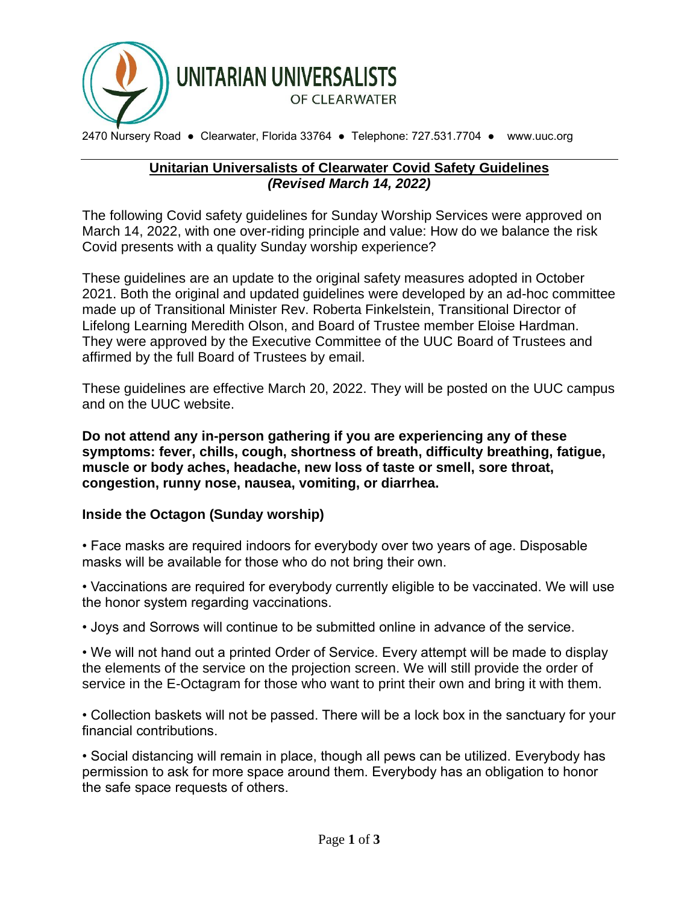# UNITARIAN UNIVERSALISTS OF CLEARWATER

2470 Nursery Road ● Clearwater, Florida 33764 ● Telephone: 727.531.7704 ● www.uuc.org

## Unitarian Universalists of Clearwater Covid Safety Guidelines

***(Revised March 14, 2022)***

The following Covid safety guidelines for Sunday Worship Services were approved on March 14, 2022, with one over-riding principle and value: How do we balance the risk Covid presents with a quality Sunday worship experience?

These guidelines are an update to the original safety measures adopted in October 2021. Both the original and updated guidelines were developed by an ad-hoc committee made up of Transitional Minister Rev. Roberta Finkelstein, Transitional Director of Lifelong Learning Meredith Olson, and Board of Trustee member Eloise Hardman. They were approved by the Executive Committee of the UUC Board of Trustees and affirmed by the full Board of Trustees by email.

These guidelines are effective March 20, 2022. They will be posted on the UUC campus and on the UUC website.

**Do not attend any in-person gathering if you are experiencing any of these symptoms: fever, chills, cough, shortness of breath, difficulty breathing, fatigue, muscle or body aches, headache, new loss of taste or smell, sore throat, congestion, runny nose, nausea, vomiting, or diarrhea.**

### Inside the Octagon (Sunday worship)

- Face masks are required indoors for everybody over two years of age. Disposable masks will be available for those who do not bring their own.
- Vaccinations are required for everybody currently eligible to be vaccinated. We will use the honor system regarding vaccinations.
- Joys and Sorrows will continue to be submitted online in advance of the service.
- We will not hand out a printed Order of Service. Every attempt will be made to display the elements of the service on the projection screen. We will still provide the order of service in the E-Octagram for those who want to print their own and bring it with them.
- Collection baskets will not be passed. There will be a lock box in the sanctuary for your financial contributions.
- Social distancing will remain in place, though all pews can be utilized. Everybody has permission to ask for more space around them. Everybody has an obligation to honor the safe space requests of others.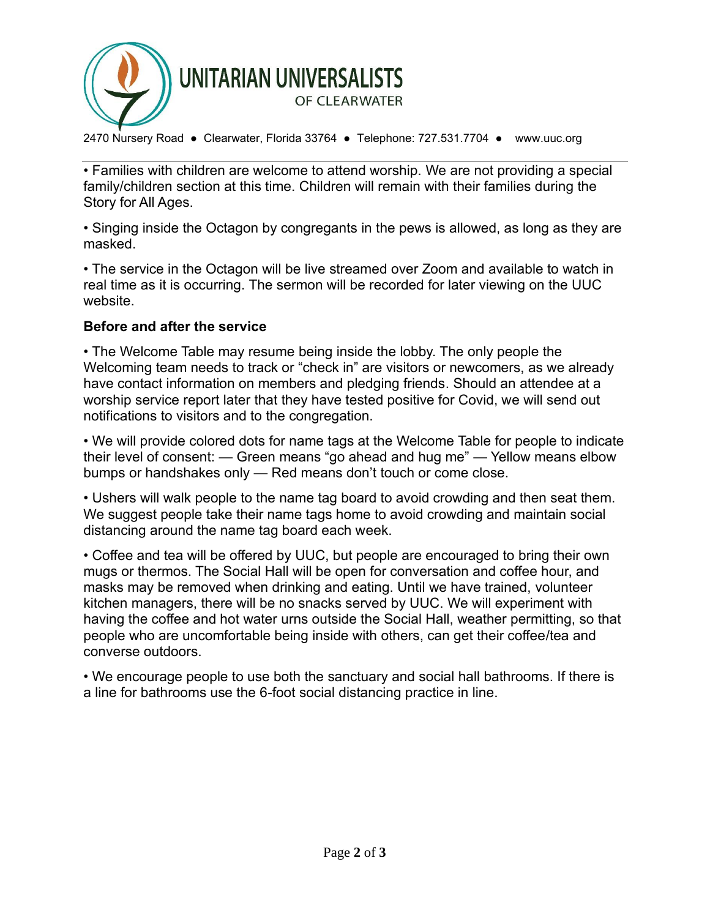• Families with children are welcome to attend worship. We are not providing a special family/children section at this time. Children will remain with their families during the Story for All Ages.

• Singing inside the Octagon by congregants in the pews is allowed, as long as they are masked.

• The service in the Octagon will be live streamed over Zoom and available to watch in real time as it is occurring. The sermon will be recorded for later viewing on the UUC website.

**Before and after the service**

• The Welcome Table may resume being inside the lobby. The only people the Welcoming team needs to track or "check in" are visitors or newcomers, as we already have contact information on members and pledging friends. Should an attendee at a worship service report later that they have tested positive for Covid, we will send out notifications to visitors and to the congregation.

• We will provide colored dots for name tags at the Welcome Table for people to indicate their level of consent: — Green means "go ahead and hug me" — Yellow means elbow bumps or handshakes only — Red means don't touch or come close.

• Ushers will walk people to the name tag board to avoid crowding and then seat them. We suggest people take their name tags home to avoid crowding and maintain social distancing around the name tag board each week.

• Coffee and tea will be offered by UUC, but people are encouraged to bring their own mugs or thermos. The Social Hall will be open for conversation and coffee hour, and masks may be removed when drinking and eating. Until we have trained, volunteer kitchen managers, there will be no snacks served by UUC. We will experiment with having the coffee and hot water urns outside the Social Hall, weather permitting, so that people who are uncomfortable being inside with others, can get their coffee/tea and converse outdoors.

• We encourage people to use both the sanctuary and social hall bathrooms. If there is a line for bathrooms use the 6-foot social distancing practice in line.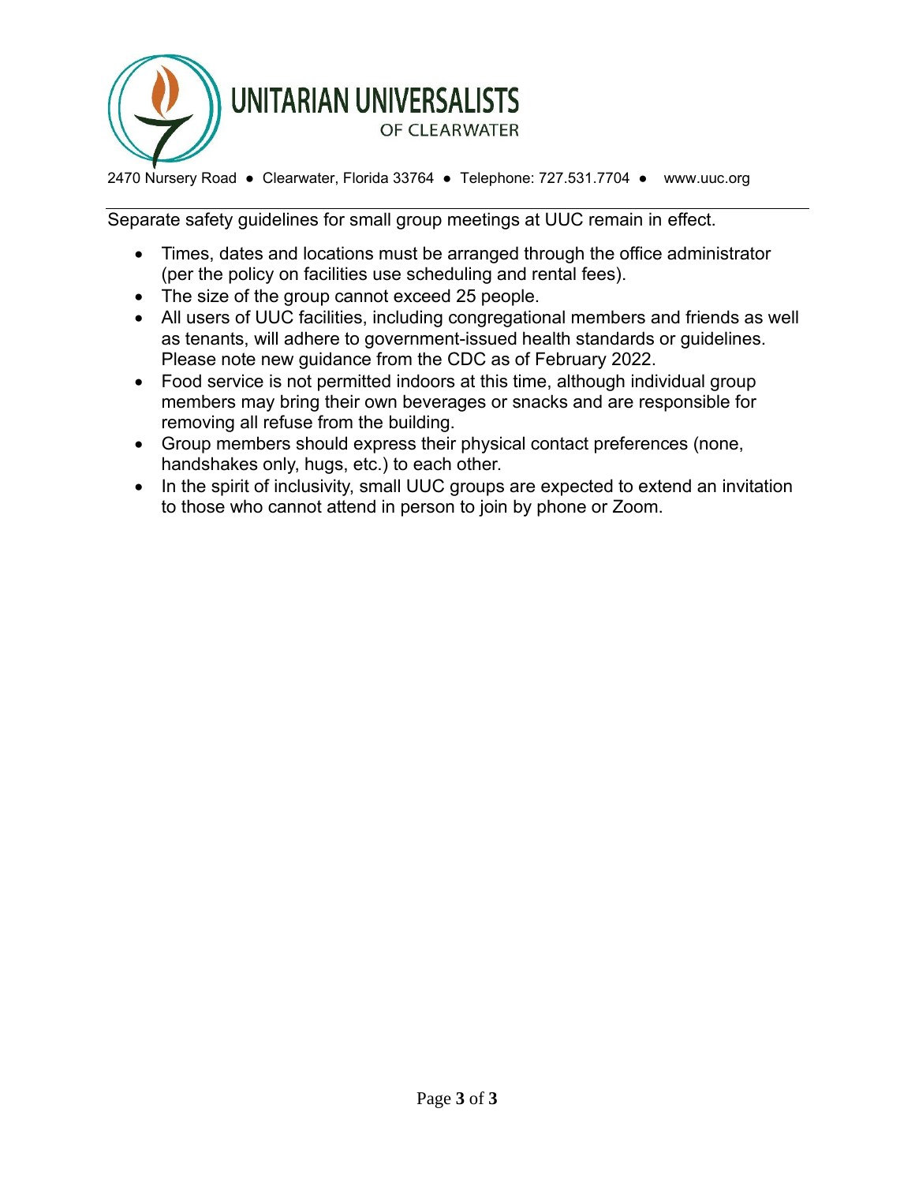Separate safety guidelines for small group meetings at UUC remain in effect.

- Times, dates and locations must be arranged through the office administrator (per the policy on facilities use scheduling and rental fees).
- The size of the group cannot exceed 25 people.
- All users of UUC facilities, including congregational members and friends as well as tenants, will adhere to government-issued health standards or guidelines. Please note new guidance from the CDC as of February 2022.
- Food service is not permitted indoors at this time, although individual group members may bring their own beverages or snacks and are responsible for removing all refuse from the building.
- Group members should express their physical contact preferences (none, handshakes only, hugs, etc.) to each other.
- In the spirit of inclusivity, small UUC groups are expected to extend an invitation to those who cannot attend in person to join by phone or Zoom.